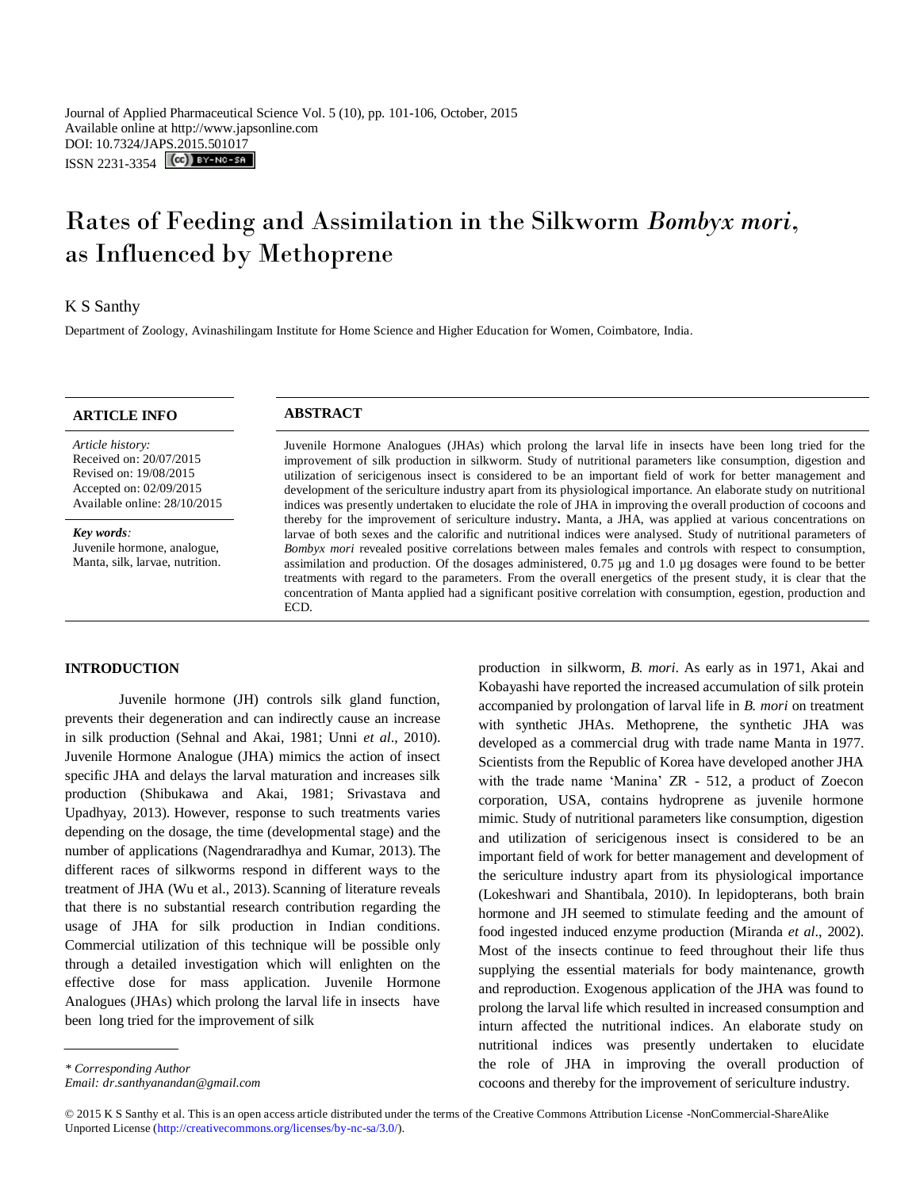Journal of Applied Pharmaceutical Science Vol. 5 (10), pp. 101-106, October, 2015
Available online at http://www.japsonline.com
DOI: 10.7324/JAPS.2015.501017
ISSN 2231-3354

# Rates of Feeding and Assimilation in the Silkworm *Bombyx mori*, as Influenced by Methoprene

K S Santhy

Department of Zoology, Avinashilingam Institute for Home Science and Higher Education for Women, Coimbatore, India.

## ARTICLE INFO

*Article history:*
Received on: 20/07/2015
Revised on: 19/08/2015
Accepted on: 02/09/2015
Available online: 28/10/2015

***Key words****:*
Juvenile hormone, analogue, Manta, silk, larvae, nutrition.

## ABSTRACT

Juvenile Hormone Analogues (JHAs) which prolong the larval life in insects have been long tried for the improvement of silk production in silkworm. Study of nutritional parameters like consumption, digestion and utilization of sericigenous insect is considered to be an important field of work for better management and development of the sericulture industry apart from its physiological importance. An elaborate study on nutritional indices was presently undertaken to elucidate the role of JHA in improving the overall production of cocoons and thereby for the improvement of sericulture industry**.** Manta, a JHA, was applied at various concentrations on larvae of both sexes and the calorific and nutritional indices were analysed. Study of nutritional parameters of *Bombyx mori* revealed positive correlations between males females and controls with respect to consumption, assimilation and production. Of the dosages administered, 0.75 µg and 1.0 µg dosages were found to be better treatments with regard to the parameters. From the overall energetics of the present study, it is clear that the concentration of Manta applied had a significant positive correlation with consumption, egestion, production and ECD.

## INTRODUCTION

Juvenile hormone (JH) controls silk gland function, prevents their degeneration and can indirectly cause an increase in silk production (Sehnal and Akai, 1981; Unni *et al*., 2010). Juvenile Hormone Analogue (JHA) mimics the action of insect specific JHA and delays the larval maturation and increases silk production (Shibukawa and Akai, 1981; Srivastava and Upadhyay, 2013). However, response to such treatments varies depending on the dosage, the time (developmental stage) and the number of applications (Nagendraradhya and Kumar, 2013). The different races of silkworms respond in different ways to the treatment of JHA (Wu et al., 2013). Scanning of literature reveals that there is no substantial research contribution regarding the usage of JHA for silk production in Indian conditions. Commercial utilization of this technique will be possible only through a detailed investigation which will enlighten on the effective dose for mass application. Juvenile Hormone Analogues (JHAs) which prolong the larval life in insects have been long tried for the improvement of silk production in silkworm, *B. mori*. As early as in 1971, Akai and Kobayashi have reported the increased accumulation of silk protein accompanied by prolongation of larval life in *B. mori* on treatment with synthetic JHAs. Methoprene, the synthetic JHA was developed as a commercial drug with trade name Manta in 1977. Scientists from the Republic of Korea have developed another JHA with the trade name 'Manina' ZR - 512, a product of Zoecon corporation, USA, contains hydroprene as juvenile hormone mimic. Study of nutritional parameters like consumption, digestion and utilization of sericigenous insect is considered to be an important field of work for better management and development of the sericulture industry apart from its physiological importance (Lokeshwari and Shantibala, 2010). In lepidopterans, both brain hormone and JH seemed to stimulate feeding and the amount of food ingested induced enzyme production (Miranda *et al*., 2002). Most of the insects continue to feed throughout their life thus supplying the essential materials for body maintenance, growth and reproduction. Exogenous application of the JHA was found to prolong the larval life which resulted in increased consumption and inturn affected the nutritional indices. An elaborate study on nutritional indices was presently undertaken to elucidate the role of JHA in improving the overall production of cocoons and thereby for the improvement of sericulture industry.

---

*\* Corresponding Author*
*Email: dr.santhyanandan@gmail.com*

© 2015 K S Santhy et al. This is an open access article distributed under the terms of the Creative Commons Attribution License -NonCommercial-ShareAlike Unported License (http://creativecommons.org/licenses/by-nc-sa/3.0/).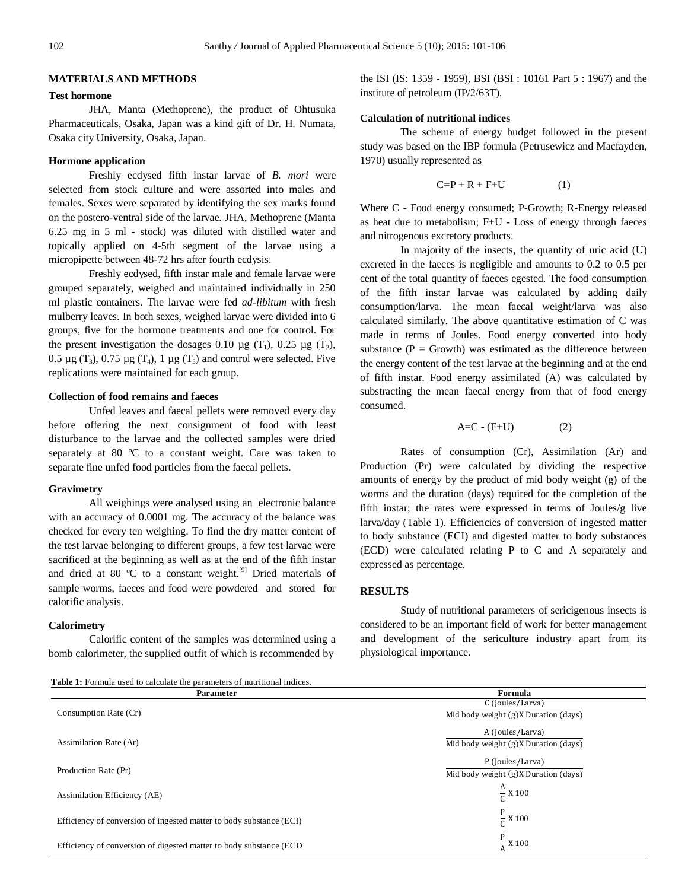## MATERIALS AND METHODS

### Test hormone

JHA, Manta (Methoprene), the product of Ohtusuka Pharmaceuticals, Osaka, Japan was a kind gift of Dr. H. Numata, Osaka city University, Osaka, Japan.

### Hormone application

Freshly ecdysed fifth instar larvae of *B. mori* were selected from stock culture and were assorted into males and females. Sexes were separated by identifying the sex marks found on the postero-ventral side of the larvae. JHA, Methoprene (Manta 6.25 mg in 5 ml - stock) was diluted with distilled water and topically applied on 4-5th segment of the larvae using a micropipette between 48-72 hrs after fourth ecdysis.

Freshly ecdysed, fifth instar male and female larvae were grouped separately, weighed and maintained individually in 250 ml plastic containers. The larvae were fed *ad-libitum* with fresh mulberry leaves. In both sexes, weighed larvae were divided into 6 groups, five for the hormone treatments and one for control. For the present investigation the dosages 0.10 µg ($T_1$), 0.25 µg ($T_2$), 0.5 µg ($T_3$), 0.75 µg ($T_4$), 1 µg ($T_5$) and control were selected. Five replications were maintained for each group.

### Collection of food remains and faeces

Unfed leaves and faecal pellets were removed every day before offering the next consignment of food with least disturbance to the larvae and the collected samples were dried separately at 80 ºC to a constant weight. Care was taken to separate fine unfed food particles from the faecal pellets.

### Gravimetry

All weighings were analysed using an electronic balance with an accuracy of 0.0001 mg. The accuracy of the balance was checked for every ten weighing. To find the dry matter content of the test larvae belonging to different groups, a few test larvae were sacrificed at the beginning as well as at the end of the fifth instar and dried at 80 ºC to a constant weight.[9] Dried materials of sample worms, faeces and food were powdered and stored for calorific analysis.

### Calorimetry

Calorific content of the samples was determined using a bomb calorimeter, the supplied outfit of which is recommended by the ISI (IS: 1359 - 1959), BSI (BSI : 10161 Part 5 : 1967) and the institute of petroleum (IP/2/63T).

### Calculation of nutritional indices

The scheme of energy budget followed in the present study was based on the IBP formula (Petrusewicz and Macfayden, 1970) usually represented as

$$C=P + R + F+U \qquad (1)$$

Where C - Food energy consumed; P-Growth; R-Energy released as heat due to metabolism; F+U - Loss of energy through faeces and nitrogenous excretory products.

In majority of the insects, the quantity of uric acid (U) excreted in the faeces is negligible and amounts to 0.2 to 0.5 per cent of the total quantity of faeces egested. The food consumption of the fifth instar larvae was calculated by adding daily consumption/larva. The mean faecal weight/larva was also calculated similarly. The above quantitative estimation of C was made in terms of Joules. Food energy converted into body substance (P = Growth) was estimated as the difference between the energy content of the test larvae at the beginning and at the end of fifth instar. Food energy assimilated (A) was calculated by substracting the mean faecal energy from that of food energy consumed.

$$A=C - (F+U) \qquad (2)$$

Rates of consumption (Cr), Assimilation (Ar) and Production (Pr) were calculated by dividing the respective amounts of energy by the product of mid body weight (g) of the worms and the duration (days) required for the completion of the fifth instar; the rates were expressed in terms of Joules/g live larva/day (Table 1). Efficiencies of conversion of ingested matter to body substance (ECI) and digested matter to body substances (ECD) were calculated relating P to C and A separately and expressed as percentage.

## RESULTS

Study of nutritional parameters of sericigenous insects is considered to be an important field of work for better management and development of the sericulture industry apart from its physiological importance.

**Table 1:** Formula used to calculate the parameters of nutritional indices.

| Parameter | Formula |
|---|---|
| Consumption Rate (Cr) | $\frac{\text{C (Joules/Larva)}}{\text{Mid body weight (g) X Duration (days)}}$ |
| Assimilation Rate (Ar) | $\frac{\text{A (Joules/Larva)}}{\text{Mid body weight (g) X Duration (days)}}$ |
| Production Rate (Pr) | $\frac{\text{P (Joules/Larva)}}{\text{Mid body weight (g) X Duration (days)}}$ |
| Assimilation Efficiency (AE) | $\frac{A}{C}$ X 100 |
| Efficiency of conversion of ingested matter to body substance (ECI) | $\frac{P}{C}$ X 100 |
| Efficiency of conversion of digested matter to body substance (ECD | $\frac{P}{A}$ X 100 |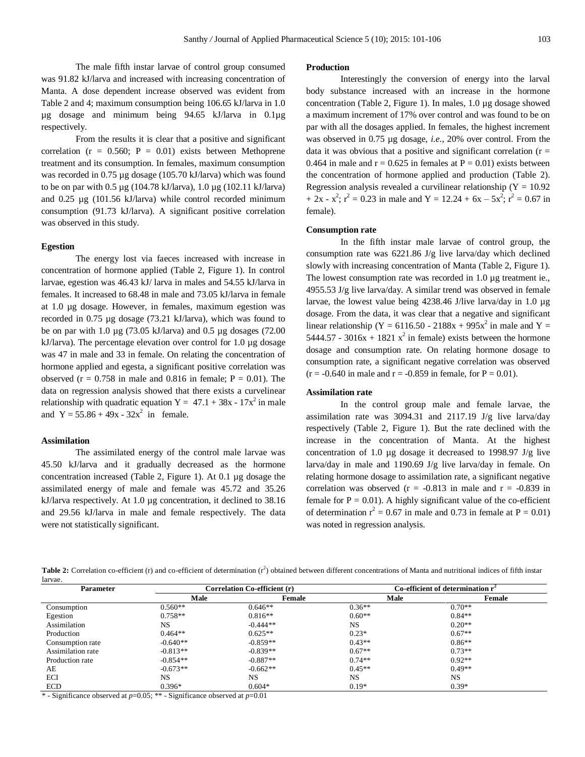The male fifth instar larvae of control group consumed was 91.82 kJ/larva and increased with increasing concentration of Manta. A dose dependent increase observed was evident from Table 2 and 4; maximum consumption being 106.65 kJ/larva in 1.0 µg dosage and minimum being 94.65 kJ/larva in 0.1µg respectively.

From the results it is clear that a positive and significant correlation ($r = 0.560$; $P = 0.01$) exists between Methoprene treatment and its consumption. In females, maximum consumption was recorded in 0.75 µg dosage (105.70 kJ/larva) which was found to be on par with 0.5 µg (104.78 kJ/larva), 1.0 µg (102.11 kJ/larva) and 0.25 µg (101.56 kJ/larva) while control recorded minimum consumption (91.73 kJ/larva). A significant positive correlation was observed in this study.

#### Egestion

The energy lost via faeces increased with increase in concentration of hormone applied (Table 2, Figure 1). In control larvae, egestion was 46.43 kJ/ larva in males and 54.55 kJ/larva in females. It increased to 68.48 in male and 73.05 kJ/larva in female at 1.0 µg dosage. However, in females, maximum egestion was recorded in 0.75 µg dosage (73.21 kJ/larva), which was found to be on par with 1.0 µg (73.05 kJ/larva) and 0.5 µg dosages (72.00 kJ/larva). The percentage elevation over control for 1.0 µg dosage was 47 in male and 33 in female. On relating the concentration of hormone applied and egesta, a significant positive correlation was observed ($r = 0.758$ in male and 0.816 in female; $P = 0.01$). The data on regression analysis showed that there exists a curvelinear relationship with quadratic equation $Y = 47.1 + 38x - 17x^2$ in male and $Y = 55.86 + 49x - 32x^2$ in female.

#### Assimilation

The assimilated energy of the control male larvae was 45.50 kJ/larva and it gradually decreased as the hormone concentration increased (Table 2, Figure 1). At 0.1 µg dosage the assimilated energy of male and female was 45.72 and 35.26 kJ/larva respectively. At 1.0 µg concentration, it declined to 38.16 and 29.56 kJ/larva in male and female respectively. The data were not statistically significant.

#### Production

Interestingly the conversion of energy into the larval body substance increased with an increase in the hormone concentration (Table 2, Figure 1). In males, 1.0 µg dosage showed a maximum increment of 17% over control and was found to be on par with all the dosages applied. In females, the highest increment was observed in 0.75 µg dosage, *i.e.*, 20% over control. From the data it was obvious that a positive and significant correlation ($r = 0.464$ in male and $r = 0.625$ in females at $P = 0.01$) exists between the concentration of hormone applied and production (Table 2). Regression analysis revealed a curvilinear relationship ($Y = 10.92 + 2x - x^2$; $r^2 = 0.23$ in male and $Y = 12.24 + 6x - 5x^2$; $r^2 = 0.67$ in female).

#### Consumption rate

In the fifth instar male larvae of control group, the consumption rate was 6221.86 J/g live larva/day which declined slowly with increasing concentration of Manta (Table 2, Figure 1). The lowest consumption rate was recorded in 1.0 µg treatment ie., 4955.53 J/g live larva/day. A similar trend was observed in female larvae, the lowest value being 4238.46 J/live larva/day in 1.0 µg dosage. From the data, it was clear that a negative and significant linear relationship ($Y = 6116.50 - 2188x + 995x^2$ in male and $Y = 5444.57 - 3016x + 1821x^2$ in female) exists between the hormone dosage and consumption rate. On relating hormone dosage to consumption rate, a significant negative correlation was observed ($r = -0.640$ in male and $r = -0.859$ in female, for $P = 0.01$).

#### Assimilation rate

In the control group male and female larvae, the assimilation rate was 3094.31 and 2117.19 J/g live larva/day respectively (Table 2, Figure 1). But the rate declined with the increase in the concentration of Manta. At the highest concentration of 1.0 µg dosage it decreased to 1998.97 J/g live larva/day in male and 1190.69 J/g live larva/day in female. On relating hormone dosage to assimilation rate, a significant negative correlation was observed ($r = -0.813$ in male and $r = -0.839$ in female for $P = 0.01$). A highly significant value of the co-efficient of determination $r^2 = 0.67$ in male and 0.73 in female at $P = 0.01$) was noted in regression analysis.

**Table 2:** Correlation co-efficient (r) and co-efficient of determination ($r^2$) obtained between different concentrations of Manta and nutritional indices of fifth instar larvae.

| Parameter | Correlation Co-efficient (r) | | Co-efficient of determination $r^2$ | |
|---|---|---|---|---|
| | Male | Female | Male | Female |
| Consumption | 0.560** | 0.646** | 0.36** | 0.70** |
| Egestion | 0.758** | 0.816** | 0.60** | 0.84** |
| Assimilation | NS | -0.444** | NS | 0.20** |
| Production | 0.464** | 0.625** | 0.23* | 0.67** |
| Consumption rate | -0.640** | -0.859** | 0.43** | 0.86** |
| Assimilation rate | -0.813** | -0.839** | 0.67** | 0.73** |
| Production rate | -0.854** | -0.887** | 0.74** | 0.92** |
| AE | -0.673** | -0.662** | 0.45** | 0.49** |
| ECI | NS | NS | NS | NS |
| ECD | 0.396* | 0.604* | 0.19* | 0.39* |

\* - Significance observed at $p$=0.05; ** - Significance observed at $p$=0.01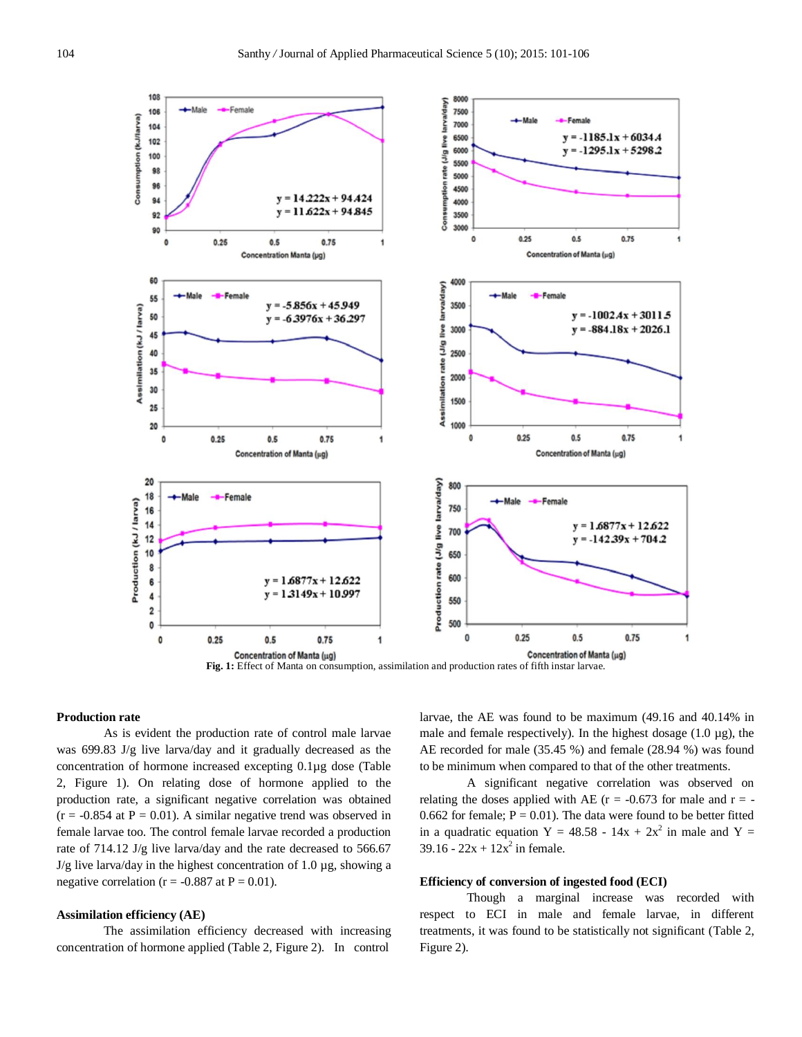Male
Female

Consumption (kJ/larva)

y = 14.222x + 94.424
y = 11.622x + 94.845

Concentration Manta (µg)

Male
Female

Consumption rate (J/g live larva/day)

y = -1185.1x + 6034.4
y = -1295.1x + 5298.2

Concentration of Manta (µg)

Male
Female

Assimilation (kJ / larva)

y = -5.856x + 45.949
y = -6.3976x + 36.297

Concentration of Manta (µg)

Male
Female

Assimilation rate (J/g live larva/day)

y = -1002.4x + 3011.5
y = -884.18x + 2026.1

Concentration of Manta (µg)

Male
Female

Production (kJ / larva)

y = 1.6877x + 12.622
y = 1.3149x + 10.997

Concentration of Manta (µg)

Male
Female

Production rate (J/g live larva/day)

y = 1.6877x + 12.622
y = -142.39x + 704.2

Concentration of Manta (µg)

**Fig. 1:** Effect of Manta on consumption, assimilation and production rates of fifth instar larvae.

### Production rate

As is evident the production rate of control male larvae was 699.83 J/g live larva/day and it gradually decreased as the concentration of hormone increased excepting 0.1µg dose (Table 2, Figure 1). On relating dose of hormone applied to the production rate, a significant negative correlation was obtained ($r = -0.854$ at $P = 0.01$). A similar negative trend was observed in female larvae too. The control female larvae recorded a production rate of 714.12 J/g live larva/day and the rate decreased to 566.67 J/g live larva/day in the highest concentration of 1.0 µg, showing a negative correlation ($r = -0.887$ at $P = 0.01$).

### Assimilation efficiency (AE)

The assimilation efficiency decreased with increasing concentration of hormone applied (Table 2, Figure 2). In control larvae, the AE was found to be maximum (49.16 and 40.14% in male and female respectively). In the highest dosage (1.0 µg), the AE recorded for male (35.45 %) and female (28.94 %) was found to be minimum when compared to that of the other treatments.

A significant negative correlation was observed on relating the doses applied with AE ($r = -0.673$ for male and $r = -0.662$ for female; $P = 0.01$). The data were found to be better fitted in a quadratic equation $Y = 48.58 - 14x + 2x^2$ in male and $Y = 39.16 - 22x + 12x^2$ in female.

### Efficiency of conversion of ingested food (ECI)

Though a marginal increase was recorded with respect to ECI in male and female larvae, in different treatments, it was found to be statistically not significant (Table 2, Figure 2).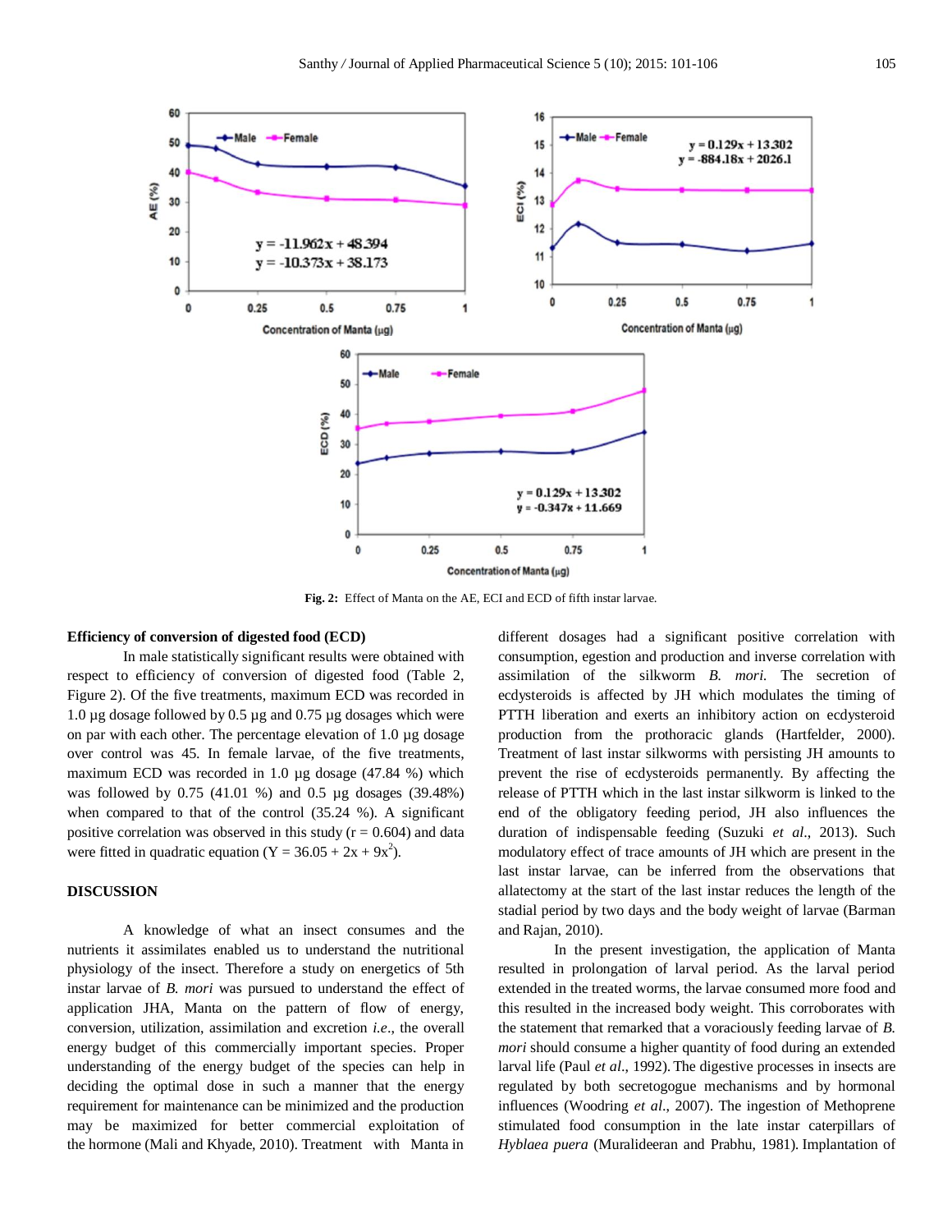AE (%)

Male
Female

y = -11.962x + 48.394
y = -10.373x + 38.173

Concentration of Manta (µg)

ECI (%)

Male
Female

y = 0.129x + 13.302
y = -884.18x + 2026.1

Concentration of Manta (µg)

ECD (%)

Male
Female

y = 0.129x + 13.302
y = -0.347x + 11.669

Concentration of Manta (µg)

**Fig. 2:** Effect of Manta on the AE, ECI and ECD of fifth instar larvae.

### Efficiency of conversion of digested food (ECD)

In male statistically significant results were obtained with respect to efficiency of conversion of digested food (Table 2, Figure 2). Of the five treatments, maximum ECD was recorded in 1.0 µg dosage followed by 0.5 µg and 0.75 µg dosages which were on par with each other. The percentage elevation of 1.0 µg dosage over control was 45. In female larvae, of the five treatments, maximum ECD was recorded in 1.0 µg dosage (47.84 %) which was followed by 0.75 (41.01 %) and 0.5 µg dosages (39.48%) when compared to that of the control (35.24 %). A significant positive correlation was observed in this study ($r = 0.604$) and data were fitted in quadratic equation ($Y = 36.05 + 2x + 9x^2$).

## DISCUSSION

A knowledge of what an insect consumes and the nutrients it assimilates enabled us to understand the nutritional physiology of the insect. Therefore a study on energetics of 5th instar larvae of *B. mori* was pursued to understand the effect of application JHA, Manta on the pattern of flow of energy, conversion, utilization, assimilation and excretion *i.e*., the overall energy budget of this commercially important species. Proper understanding of the energy budget of the species can help in deciding the optimal dose in such a manner that the energy requirement for maintenance can be minimized and the production may be maximized for better commercial exploitation of the hormone (Mali and Khyade, 2010). Treatment with Manta in different dosages had a significant positive correlation with consumption, egestion and production and inverse correlation with assimilation of the silkworm *B. mori.* The secretion of ecdysteroids is affected by JH which modulates the timing of PTTH liberation and exerts an inhibitory action on ecdysteroid production from the prothoracic glands (Hartfelder, 2000). Treatment of last instar silkworms with persisting JH amounts to prevent the rise of ecdysteroids permanently. By affecting the release of PTTH which in the last instar silkworm is linked to the end of the obligatory feeding period, JH also influences the duration of indispensable feeding (Suzuki *et al*., 2013). Such modulatory effect of trace amounts of JH which are present in the last instar larvae, can be inferred from the observations that allatectomy at the start of the last instar reduces the length of the stadial period by two days and the body weight of larvae (Barman and Rajan, 2010).

In the present investigation, the application of Manta resulted in prolongation of larval period. As the larval period extended in the treated worms, the larvae consumed more food and this resulted in the increased body weight. This corroborates with the statement that remarked that a voraciously feeding larvae of *B. mori* should consume a higher quantity of food during an extended larval life (Paul *et al*., 1992). The digestive processes in insects are regulated by both secretogogue mechanisms and by hormonal influences (Woodring *et al*., 2007). The ingestion of Methoprene stimulated food consumption in the late instar caterpillars of *Hyblaea puera* (Muralideeran and Prabhu, 1981). Implantation of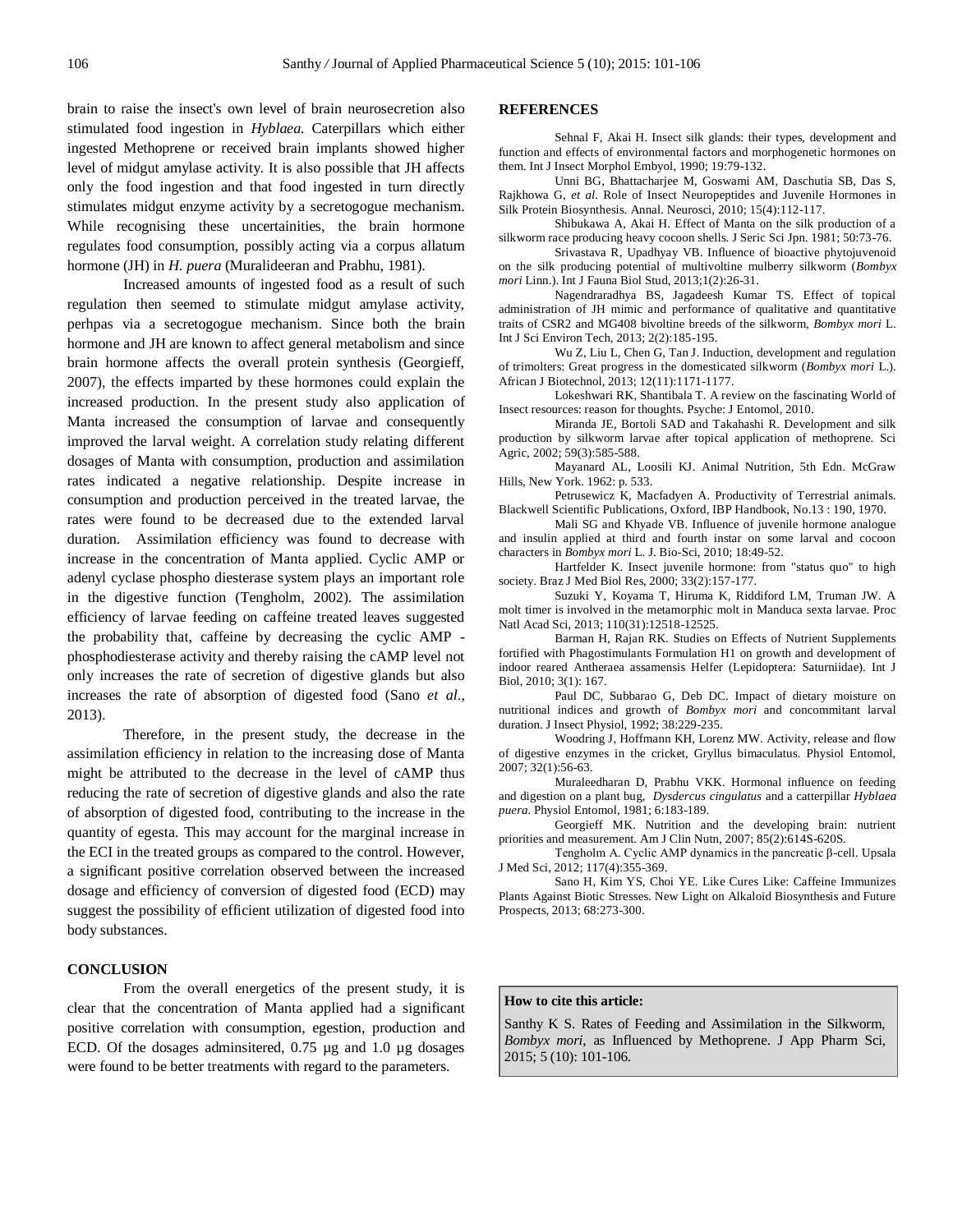brain to raise the insect's own level of brain neurosecretion also stimulated food ingestion in *Hyblaea.* Caterpillars which either ingested Methoprene or received brain implants showed higher level of midgut amylase activity. It is also possible that JH affects only the food ingestion and that food ingested in turn directly stimulates midgut enzyme activity by a secretogogue mechanism. While recognising these uncertainities, the brain hormone regulates food consumption, possibly acting via a corpus allatum hormone (JH) in *H. puera* (Muralideeran and Prabhu, 1981).

Increased amounts of ingested food as a result of such regulation then seemed to stimulate midgut amylase activity, perhpas via a secretogogue mechanism. Since both the brain hormone and JH are known to affect general metabolism and since brain hormone affects the overall protein synthesis (Georgieff, 2007), the effects imparted by these hormones could explain the increased production. In the present study also application of Manta increased the consumption of larvae and consequently improved the larval weight. A correlation study relating different dosages of Manta with consumption, production and assimilation rates indicated a negative relationship. Despite increase in consumption and production perceived in the treated larvae, the rates were found to be decreased due to the extended larval duration. Assimilation efficiency was found to decrease with increase in the concentration of Manta applied. Cyclic AMP or adenyl cyclase phospho diesterase system plays an important role in the digestive function (Tengholm, 2002). The assimilation efficiency of larvae feeding on caffeine treated leaves suggested the probability that, caffeine by decreasing the cyclic AMP - phosphodiesterase activity and thereby raising the cAMP level not only increases the rate of secretion of digestive glands but also increases the rate of absorption of digested food (Sano *et al*., 2013).

Therefore, in the present study, the decrease in the assimilation efficiency in relation to the increasing dose of Manta might be attributed to the decrease in the level of cAMP thus reducing the rate of secretion of digestive glands and also the rate of absorption of digested food, contributing to the increase in the quantity of egesta. This may account for the marginal increase in the ECI in the treated groups as compared to the control. However, a significant positive correlation observed between the increased dosage and efficiency of conversion of digested food (ECD) may suggest the possibility of efficient utilization of digested food into body substances.

## CONCLUSION

From the overall energetics of the present study, it is clear that the concentration of Manta applied had a significant positive correlation with consumption, egestion, production and ECD. Of the dosages adminsitered, 0.75 µg and 1.0 µg dosages were found to be better treatments with regard to the parameters.

## REFERENCES

Sehnal F, Akai H. Insect silk glands: their types, development and function and effects of environmental factors and morphogenetic hormones on them. Int J Insect Morphol Embyol, 1990; 19:79-132.

Unni BG, Bhattacharjee M, Goswami AM, Daschutia SB, Das S, Rajkhowa G, *et al*. Role of Insect Neuropeptides and Juvenile Hormones in Silk Protein Biosynthesis. Annal. Neurosci, 2010; 15(4):112-117.

Shibukawa A, Akai H. Effect of Manta on the silk production of a silkworm race producing heavy cocoon shells. J Seric Sci Jpn. 1981; 50:73-76.

Srivastava R, Upadhyay VB. Influence of bioactive phytojuvenoid on the silk producing potential of multivoltine mulberry silkworm (*Bombyx mori* Linn.). Int J Fauna Biol Stud, 2013;1(2):26-31.

Nagendraradhya BS, Jagadeesh Kumar TS. Effect of topical administration of JH mimic and performance of qualitative and quantitative traits of CSR2 and MG408 bivoltine breeds of the silkworm, *Bombyx mori* L. Int J Sci Environ Tech, 2013; 2(2):185-195.

Wu Z, Liu L, Chen G, Tan J. Induction, development and regulation of trimolters: Great progress in the domesticated silkworm (*Bombyx mori* L.). African J Biotechnol, 2013; 12(11):1171-1177.

Lokeshwari RK, Shantibala T. A review on the fascinating World of Insect resources: reason for thoughts. Psyche: J Entomol, 2010.

Miranda JE, Bortoli SAD and Takahashi R. Development and silk production by silkworm larvae after topical application of methoprene. Sci Agric, 2002; 59(3):585-588.

Mayanard AL, Loosili KJ. Animal Nutrition, 5th Edn. McGraw Hills, New York. 1962: p. 533.

Petrusewicz K, Macfadyen A. Productivity of Terrestrial animals. Blackwell Scientific Publications, Oxford, IBP Handbook, No.13 : 190, 1970.

Mali SG and Khyade VB. Influence of juvenile hormone analogue and insulin applied at third and fourth instar on some larval and cocoon characters in *Bombyx mori* L. J. Bio-Sci, 2010; 18:49-52.

Hartfelder K. Insect juvenile hormone: from "status quo" to high society. Braz J Med Biol Res, 2000; 33(2):157-177.

Suzuki Y, Koyama T, Hiruma K, Riddiford LM, Truman JW. A molt timer is involved in the metamorphic molt in Manduca sexta larvae. Proc Natl Acad Sci, 2013; 110(31):12518-12525.

Barman H, Rajan RK. Studies on Effects of Nutrient Supplements fortified with Phagostimulants Formulation H1 on growth and development of indoor reared Antheraea assamensis Helfer (Lepidoptera: Saturniidae). Int J Biol, 2010; 3(1): 167.

Paul DC, Subbarao G, Deb DC. Impact of dietary moisture on nutritional indices and growth of *Bombyx mori* and concommitant larval duration. J Insect Physiol, 1992; 38:229-235.

Woodring J, Hoffmann KH, Lorenz MW. Activity, release and flow of digestive enzymes in the cricket, Gryllus bimaculatus. Physiol Entomol, 2007; 32(1):56-63.

Muraleedharan D, Prabhu VKK. Hormonal influence on feeding and digestion on a plant bug, *Dysdercus cingulatus* and a catterpillar *Hyblaea puera.* Physiol Entomol, 1981; 6:183-189.

Georgieff MK. Nutrition and the developing brain: nutrient priorities and measurement. Am J Clin Nutn, 2007; 85(2):614S-620S.

Tengholm A. Cyclic AMP dynamics in the pancreatic β-cell. Upsala J Med Sci, 2012; 117(4):355-369.

Sano H, Kim YS, Choi YE. Like Cures Like: Caffeine Immunizes Plants Against Biotic Stresses. New Light on Alkaloid Biosynthesis and Future Prospects, 2013; 68:273-300.

**How to cite this article:**

Santhy K S. Rates of Feeding and Assimilation in the Silkworm, *Bombyx mori*, as Influenced by Methoprene. J App Pharm Sci, 2015; 5 (10): 101-106.